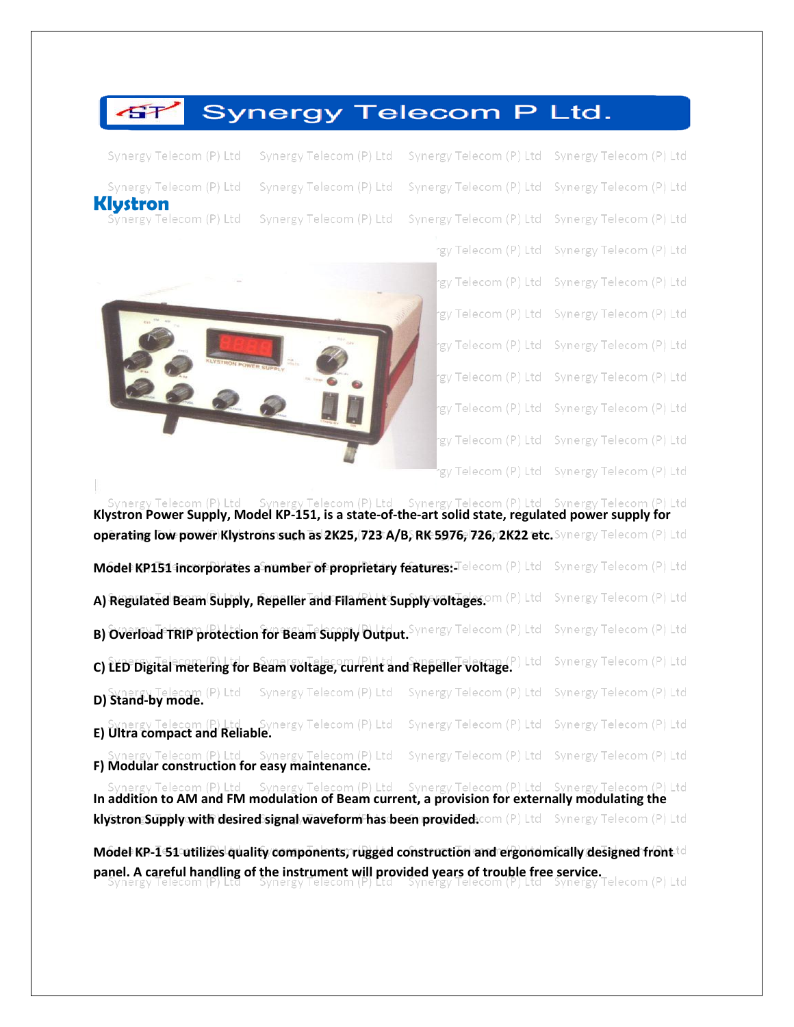# Synergy Telecom P Ltd.

## Klystron

**Klystron Power Supply, Model KP-151, is a state-of-the-art solid state, regulated power supply for operating low power Klystrons such as 2K25, 723 A/B, RK 5976, 726, 2K22 etc.**

**Model KP151 incorporates a number of proprietary features:-**

**A) Regulated Beam Supply, Repeller and Filament Supply voltages.**

**B) Overload TRIP protection for Beam Supply Output.**

**C) LED Digital metering for Beam voltage, current and Repeller voltage.**

**D) Stand-by mode.**

**E) Ultra compact and Reliable.**

**F) Modular construction for easy maintenance.**

**In addition to AM and FM modulation of Beam current, a provision for externally modulating the klystron Supply with desired signal waveform has been provided.**

**Model KP-1 51 utilizes quality components, rugged construction and ergonomically designed front panel. A careful handling of the instrument will provided years of trouble free service.**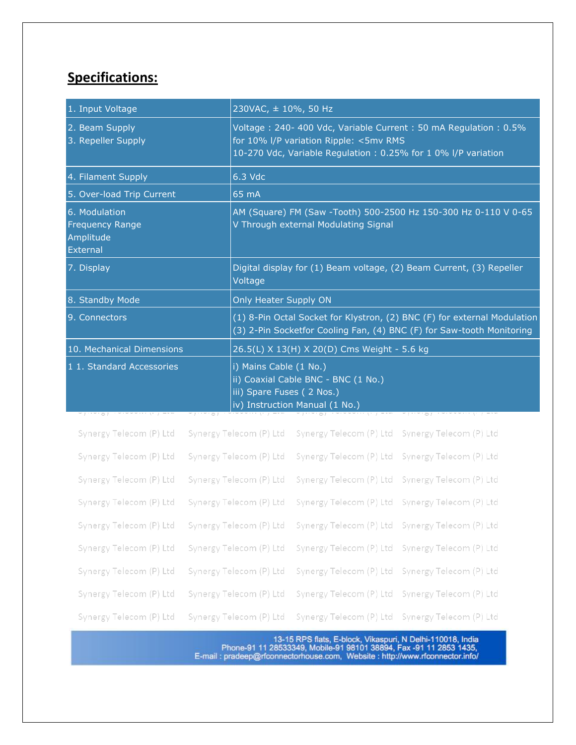## Specifications:

| | |
|---|---|
| 1. Input Voltage | 230VAC, ± 10%, 50 Hz |
| 2. Beam Supply<br>3. Repeller Supply | Voltage : 240- 400 Vdc, Variable Current : 50 mA Regulation : 0.5% for 10% I/P variation Ripple: <5mv RMS<br>10-270 Vdc, Variable Regulation : 0.25% for 1 0% I/P variation |
| 4. Filament Supply | 6.3 Vdc |
| 5. Over-load Trip Current | 65 mA |
| 6. Modulation<br>Frequency Range<br>Amplitude<br>External | AM (Square) FM (Saw -Tooth) 500-2500 Hz 150-300 Hz 0-110 V 0-65 V Through external Modulating Signal |
| 7. Display | Digital display for (1) Beam voltage, (2) Beam Current, (3) Repeller Voltage |
| 8. Standby Mode | Only Heater Supply ON |
| 9. Connectors | (1) 8-Pin Octal Socket for Klystron, (2) BNC (F) for external Modulation (3) 2-Pin Socketfor Cooling Fan, (4) BNC (F) for Saw-tooth Monitoring |
| 10. Mechanical Dimensions | 26.5(L) X 13(H) X 20(D) Cms Weight - 5.6 kg |
| 1 1. Standard Accessories | i) Mains Cable (1 No.)<br>ii) Coaxial Cable BNC - BNC (1 No.)<br>iii) Spare Fuses ( 2 Nos.)<br>iv) Instruction Manual (1 No.) |

13-15 RPS flats, E-block, Vikaspuri, N Delhi-110018, India
Phone-91 11 28533349, Mobile-91 98101 38894, Fax -91 11 2853 1435,
E-mail : pradeep@rfconnectorhouse.com, Website : http://www.rfconnector.info/